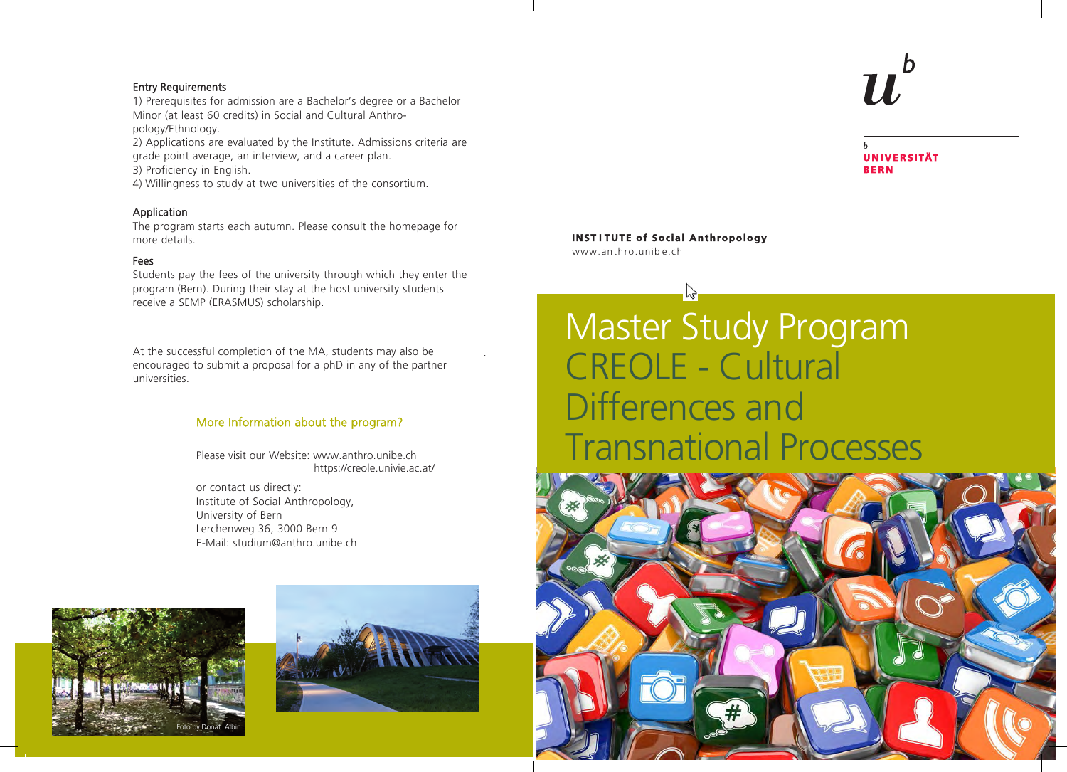### Entry Requirements

1) Prerequisites for admission are a Bachelor's degree or a Bachelor Minor (at least 60 credits) in Social and Cultural Anthropology/Ethnology.
2) Applications are evaluated by the Institute. Admissions criteria are grade point average, an interview, and a career plan.
3) Proficiency in English.
4) Willingness to study at two universities of the consortium.

### Application

The program starts each autumn. Please consult the homepage for more details.

### Fees

Students pay the fees of the university through which they enter the program (Bern). During their stay at the host university students receive a SEMP (ERASMUS) scholarship.

At the successful completion of the MA, students may also be encouraged to submit a proposal for a phD in any of the partner universities.

### More Information about the program?

Please visit our Website: www.anthro.unibe.ch
https://creole.univie.ac.at/

or contact us directly:
Institute of Social Anthropology,
University of Bern
Lerchenweg 36, 3000 Bern 9
E-Mail: studium@anthro.unibe.ch

Foto by Donat Albin

UNIVERSITÄT BERN

**INSTITUTE of Social Anthropology**
www.anthro.unibe.ch

# Master Study Program CREOLE - Cultural Differences and Transnational Processes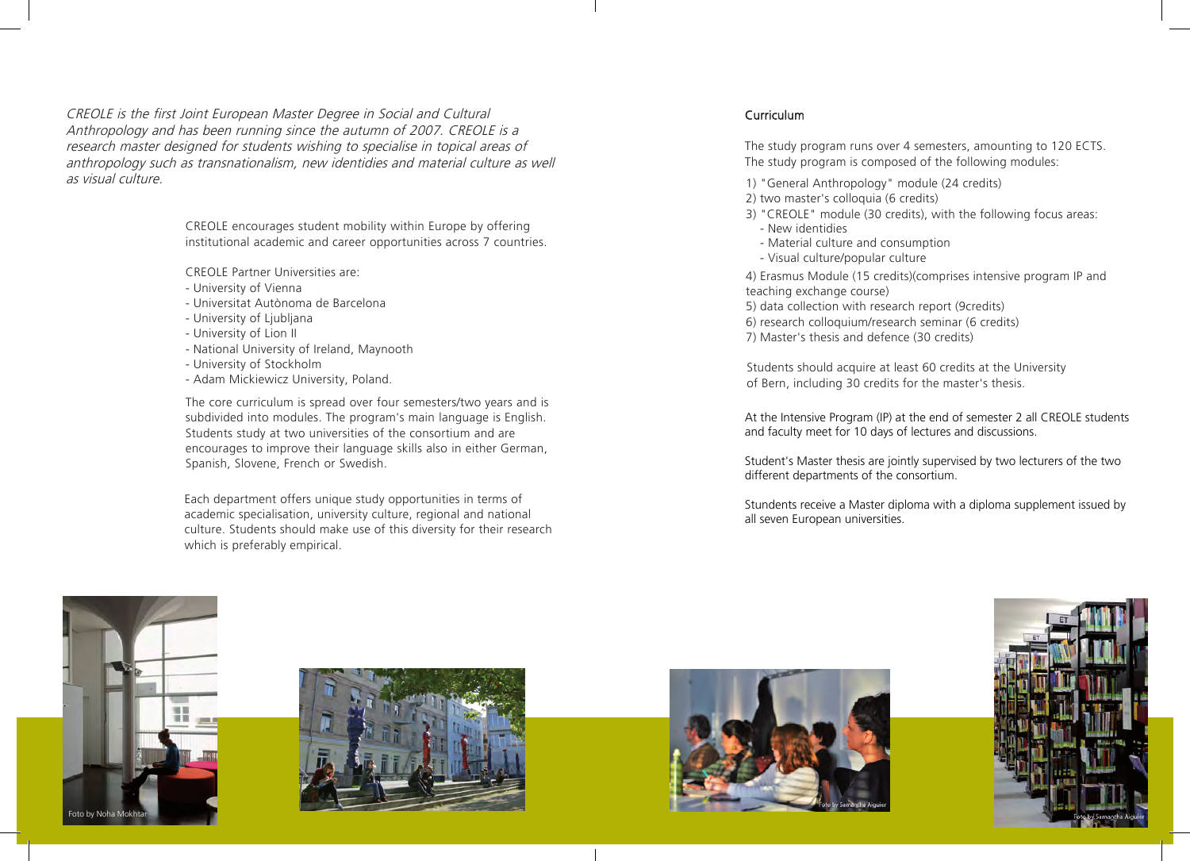*CREOLE is the first Joint European Master Degree in Social and Cultural Anthropology and has been running since the autumn of 2007. CREOLE is a research master designed for students wishing to specialise in topical areas of anthropology such as transnationalism, new identidies and material culture as well as visual culture.*

CREOLE encourages student mobility within Europe by offering institutional academic and career opportunities across 7 countries.

CREOLE Partner Universities are:
- University of Vienna
- Universitat Autònoma de Barcelona
- University of Ljubljana
- University of Lion II
- National University of Ireland, Maynooth
- University of Stockholm
- Adam Mickiewicz University, Poland.

The core curriculum is spread over four semesters/two years and is subdivided into modules. The program's main language is English. Students study at two universities of the consortium and are encourages to improve their language skills also in either German, Spanish, Slovene, French or Swedish.

Each department offers unique study opportunities in terms of academic specialisation, university culture, regional and national culture. Students should make use of this diversity for their research which is preferably empirical.

## Curriculum

The study program runs over 4 semesters, amounting to 120 ECTS. The study program is composed of the following modules:

1) "General Anthropology" module (24 credits)
2) two master's colloquia (6 credits)
3) "CREOLE" module (30 credits), with the following focus areas:
   - New identidies
   - Material culture and consumption
   - Visual culture/popular culture
4) Erasmus Module (15 credits)(comprises intensive program IP and teaching exchange course)
5) data collection with research report (9credits)
6) research colloquium/research seminar (6 credits)
7) Master's thesis and defence (30 credits)

Students should acquire at least 60 credits at the University of Bern, including 30 credits for the master's thesis.

At the Intensive Program (IP) at the end of semester 2 all CREOLE students and faculty meet for 10 days of lectures and discussions.

Student's Master thesis are jointly supervised by two lecturers of the two different departments of the consortium.

Stundents receive a Master diploma with a diploma supplement issued by all seven European universities.

Foto by Noha Mokhtar

Foto by Samantha Aiguier

Foto by Samantha Aiguier